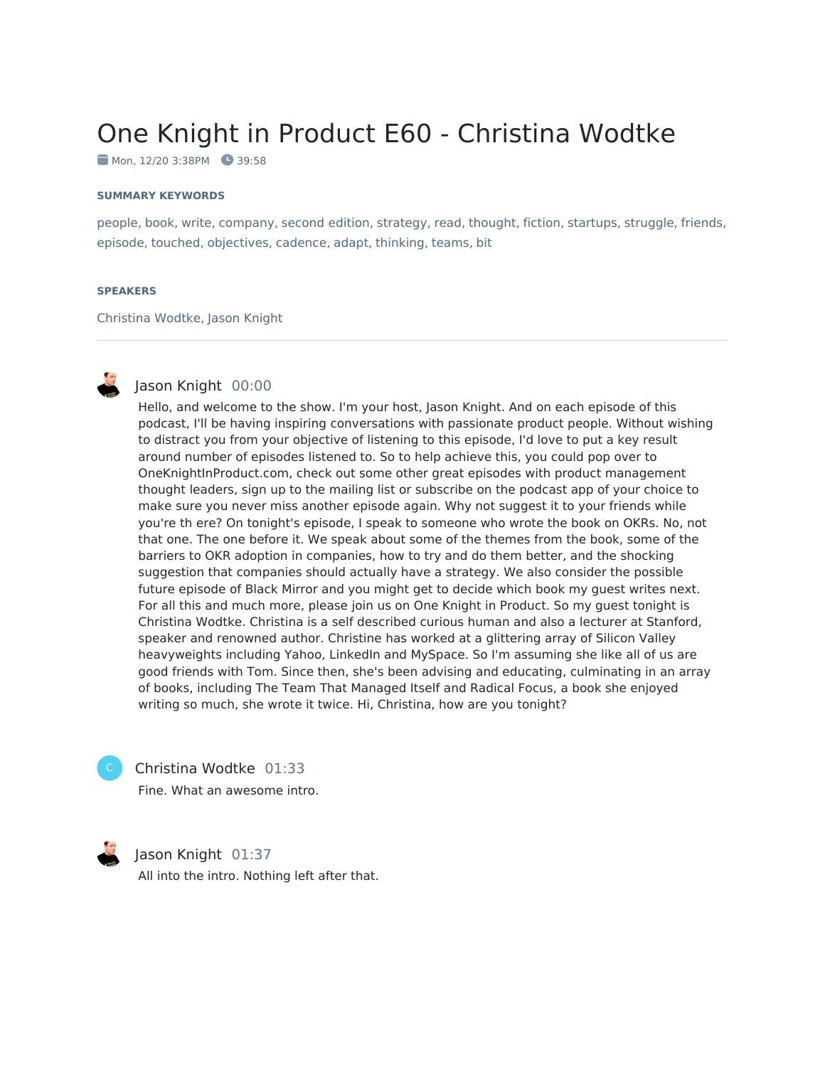# One Knight in Product E60 - Christina Wodtke

Mon, 12/20 3:38PM 39:58

#### SUMMARY KEYWORDS

people, book, write, company, second edition, strategy, read, thought, fiction, startups, struggle, friends, episode, touched, objectives, cadence, adapt, thinking, teams, bit

#### SPEAKERS

Christina Wodtke, Jason Knight

---

**Jason Knight** 00:00

Hello, and welcome to the show. I'm your host, Jason Knight. And on each episode of this podcast, I'll be having inspiring conversations with passionate product people. Without wishing to distract you from your objective of listening to this episode, I'd love to put a key result around number of episodes listened to. So to help achieve this, you could pop over to OneKnightInProduct.com, check out some other great episodes with product management thought leaders, sign up to the mailing list or subscribe on the podcast app of your choice to make sure you never miss another episode again. Why not suggest it to your friends while you're th ere? On tonight's episode, I speak to someone who wrote the book on OKRs. No, not that one. The one before it. We speak about some of the themes from the book, some of the barriers to OKR adoption in companies, how to try and do them better, and the shocking suggestion that companies should actually have a strategy. We also consider the possible future episode of Black Mirror and you might get to decide which book my guest writes next. For all this and much more, please join us on One Knight in Product. So my guest tonight is Christina Wodtke. Christina is a self described curious human and also a lecturer at Stanford, speaker and renowned author. Christine has worked at a glittering array of Silicon Valley heavyweights including Yahoo, LinkedIn and MySpace. So I'm assuming she like all of us are good friends with Tom. Since then, she's been advising and educating, culminating in an array of books, including The Team That Managed Itself and Radical Focus, a book she enjoyed writing so much, she wrote it twice. Hi, Christina, how are you tonight?

**Christina Wodtke** 01:33

Fine. What an awesome intro.

**Jason Knight** 01:37

All into the intro. Nothing left after that.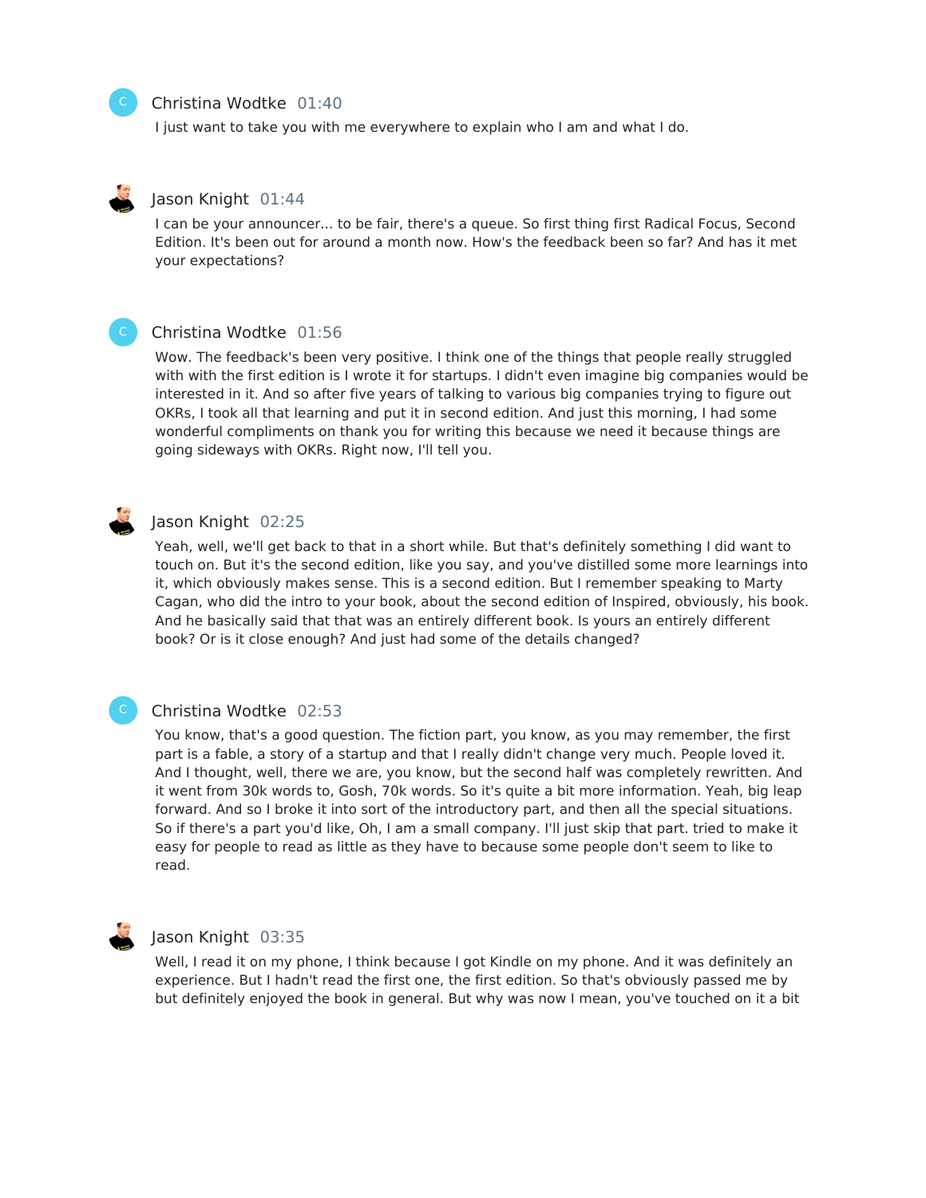Christina Wodtke 01:40

I just want to take you with me everywhere to explain who I am and what I do.

Jason Knight 01:44

I can be your announcer... to be fair, there's a queue. So first thing first Radical Focus, Second Edition. It's been out for around a month now. How's the feedback been so far? And has it met your expectations?

Christina Wodtke 01:56

Wow. The feedback's been very positive. I think one of the things that people really struggled with with the first edition is I wrote it for startups. I didn't even imagine big companies would be interested in it. And so after five years of talking to various big companies trying to figure out OKRs, I took all that learning and put it in second edition. And just this morning, I had some wonderful compliments on thank you for writing this because we need it because things are going sideways with OKRs. Right now, I'll tell you.

Jason Knight 02:25

Yeah, well, we'll get back to that in a short while. But that's definitely something I did want to touch on. But it's the second edition, like you say, and you've distilled some more learnings into it, which obviously makes sense. This is a second edition. But I remember speaking to Marty Cagan, who did the intro to your book, about the second edition of Inspired, obviously, his book. And he basically said that that was an entirely different book. Is yours an entirely different book? Or is it close enough? And just had some of the details changed?

Christina Wodtke 02:53

You know, that's a good question. The fiction part, you know, as you may remember, the first part is a fable, a story of a startup and that I really didn't change very much. People loved it. And I thought, well, there we are, you know, but the second half was completely rewritten. And it went from 30k words to, Gosh, 70k words. So it's quite a bit more information. Yeah, big leap forward. And so I broke it into sort of the introductory part, and then all the special situations. So if there's a part you'd like, Oh, I am a small company. I'll just skip that part. tried to make it easy for people to read as little as they have to because some people don't seem to like to read.

Jason Knight 03:35

Well, I read it on my phone, I think because I got Kindle on my phone. And it was definitely an experience. But I hadn't read the first one, the first edition. So that's obviously passed me by but definitely enjoyed the book in general. But why was now I mean, you've touched on it a bit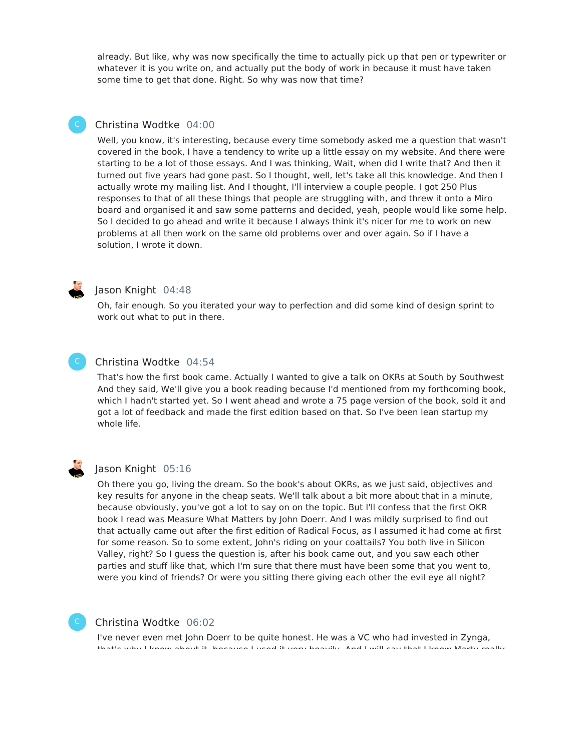already. But like, why was now specifically the time to actually pick up that pen or typewriter or whatever it is you write on, and actually put the body of work in because it must have taken some time to get that done. Right. So why was now that time?

**Christina Wodtke** 04:00

Well, you know, it's interesting, because every time somebody asked me a question that wasn't covered in the book, I have a tendency to write up a little essay on my website. And there were starting to be a lot of those essays. And I was thinking, Wait, when did I write that? And then it turned out five years had gone past. So I thought, well, let's take all this knowledge. And then I actually wrote my mailing list. And I thought, I'll interview a couple people. I got 250 Plus responses to that of all these things that people are struggling with, and threw it onto a Miro board and organised it and saw some patterns and decided, yeah, people would like some help. So I decided to go ahead and write it because I always think it's nicer for me to work on new problems at all then work on the same old problems over and over again. So if I have a solution, I wrote it down.

**Jason Knight** 04:48

Oh, fair enough. So you iterated your way to perfection and did some kind of design sprint to work out what to put in there.

**Christina Wodtke** 04:54

That's how the first book came. Actually I wanted to give a talk on OKRs at South by Southwest And they said, We'll give you a book reading because I'd mentioned from my forthcoming book, which I hadn't started yet. So I went ahead and wrote a 75 page version of the book, sold it and got a lot of feedback and made the first edition based on that. So I've been lean startup my whole life.

**Jason Knight** 05:16

Oh there you go, living the dream. So the book's about OKRs, as we just said, objectives and key results for anyone in the cheap seats. We'll talk about a bit more about that in a minute, because obviously, you've got a lot to say on on the topic. But I'll confess that the first OKR book I read was Measure What Matters by John Doerr. And I was mildly surprised to find out that actually came out after the first edition of Radical Focus, as I assumed it had come at first for some reason. So to some extent, John's riding on your coattails? You both live in Silicon Valley, right? So I guess the question is, after his book came out, and you saw each other parties and stuff like that, which I'm sure that there must have been some that you went to, were you kind of friends? Or were you sitting there giving each other the evil eye all night?

**Christina Wodtke** 06:02

I've never even met John Doerr to be quite honest. He was a VC who had invested in Zynga, that's why I know about it, because I used it very heavily. And I will say that I knew Marty really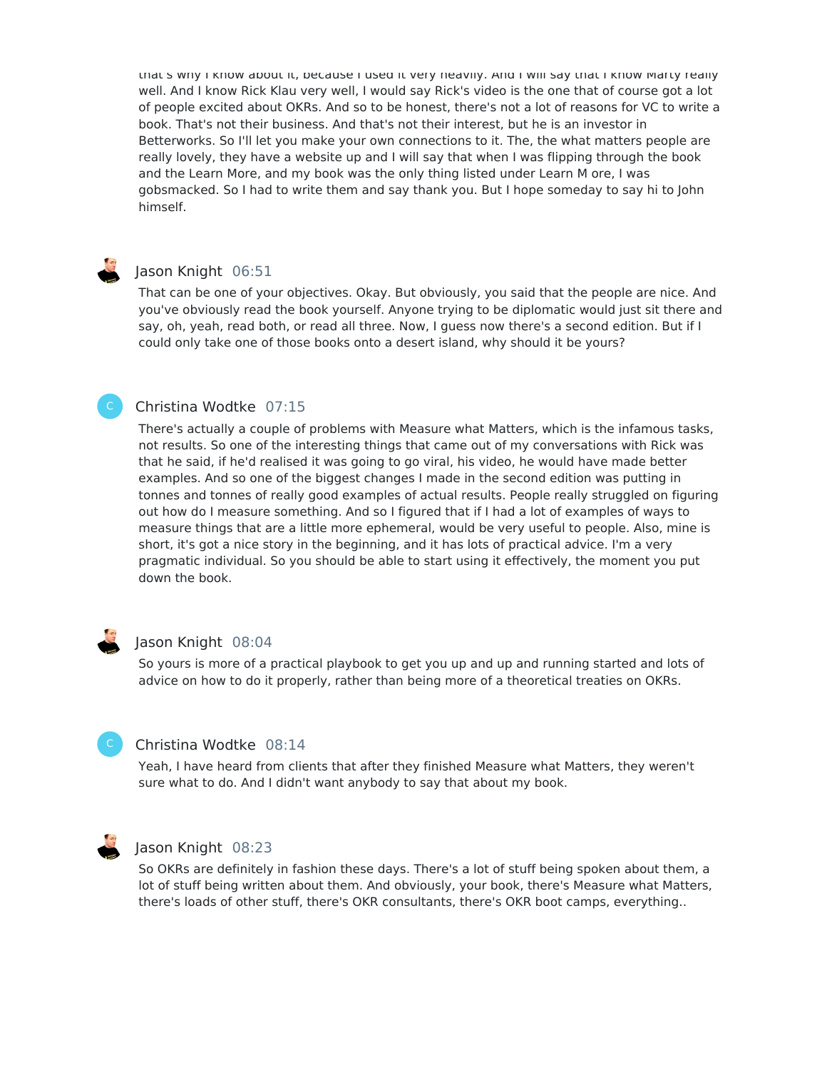that's why I know about it, because I used it very heavily. And I will say that I know Marty really well. And I know Rick Klau very well, I would say Rick's video is the one that of course got a lot of people excited about OKRs. And so to be honest, there's not a lot of reasons for VC to write a book. That's not their business. And that's not their interest, but he is an investor in Betterworks. So I'll let you make your own connections to it. The, the what matters people are really lovely, they have a website up and I will say that when I was flipping through the book and the Learn More, and my book was the only thing listed under Learn M ore, I was gobsmacked. So I had to write them and say thank you. But I hope someday to say hi to John himself.

Jason Knight 06:51

That can be one of your objectives. Okay. But obviously, you said that the people are nice. And you've obviously read the book yourself. Anyone trying to be diplomatic would just sit there and say, oh, yeah, read both, or read all three. Now, I guess now there's a second edition. But if I could only take one of those books onto a desert island, why should it be yours?

Christina Wodtke 07:15

There's actually a couple of problems with Measure what Matters, which is the infamous tasks, not results. So one of the interesting things that came out of my conversations with Rick was that he said, if he'd realised it was going to go viral, his video, he would have made better examples. And so one of the biggest changes I made in the second edition was putting in tonnes and tonnes of really good examples of actual results. People really struggled on figuring out how do I measure something. And so I figured that if I had a lot of examples of ways to measure things that are a little more ephemeral, would be very useful to people. Also, mine is short, it's got a nice story in the beginning, and it has lots of practical advice. I'm a very pragmatic individual. So you should be able to start using it effectively, the moment you put down the book.

Jason Knight 08:04

So yours is more of a practical playbook to get you up and up and running started and lots of advice on how to do it properly, rather than being more of a theoretical treaties on OKRs.

Christina Wodtke 08:14

Yeah, I have heard from clients that after they finished Measure what Matters, they weren't sure what to do. And I didn't want anybody to say that about my book.

Jason Knight 08:23

So OKRs are definitely in fashion these days. There's a lot of stuff being spoken about them, a lot of stuff being written about them. And obviously, your book, there's Measure what Matters, there's loads of other stuff, there's OKR consultants, there's OKR boot camps, everything..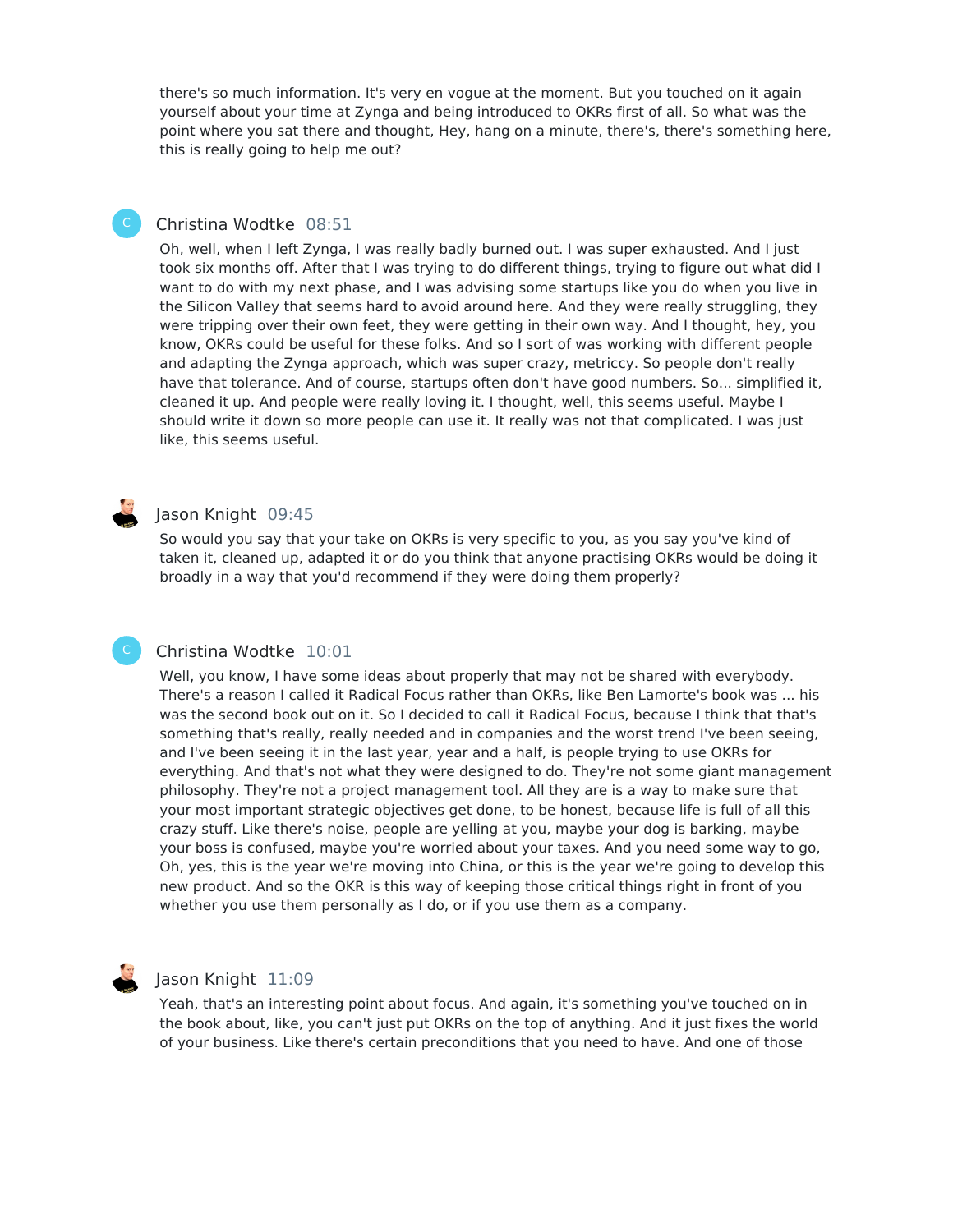there's so much information. It's very en vogue at the moment. But you touched on it again yourself about your time at Zynga and being introduced to OKRs first of all. So what was the point where you sat there and thought, Hey, hang on a minute, there's, there's something here, this is really going to help me out?

**Christina Wodtke** 08:51

Oh, well, when I left Zynga, I was really badly burned out. I was super exhausted. And I just took six months off. After that I was trying to do different things, trying to figure out what did I want to do with my next phase, and I was advising some startups like you do when you live in the Silicon Valley that seems hard to avoid around here. And they were really struggling, they were tripping over their own feet, they were getting in their own way. And I thought, hey, you know, OKRs could be useful for these folks. And so I sort of was working with different people and adapting the Zynga approach, which was super crazy, metriccy. So people don't really have that tolerance. And of course, startups often don't have good numbers. So... simplified it, cleaned it up. And people were really loving it. I thought, well, this seems useful. Maybe I should write it down so more people can use it. It really was not that complicated. I was just like, this seems useful.

**Jason Knight** 09:45

So would you say that your take on OKRs is very specific to you, as you say you've kind of taken it, cleaned up, adapted it or do you think that anyone practising OKRs would be doing it broadly in a way that you'd recommend if they were doing them properly?

**Christina Wodtke** 10:01

Well, you know, I have some ideas about properly that may not be shared with everybody. There's a reason I called it Radical Focus rather than OKRs, like Ben Lamorte's book was ... his was the second book out on it. So I decided to call it Radical Focus, because I think that that's something that's really, really needed and in companies and the worst trend I've been seeing, and I've been seeing it in the last year, year and a half, is people trying to use OKRs for everything. And that's not what they were designed to do. They're not some giant management philosophy. They're not a project management tool. All they are is a way to make sure that your most important strategic objectives get done, to be honest, because life is full of all this crazy stuff. Like there's noise, people are yelling at you, maybe your dog is barking, maybe your boss is confused, maybe you're worried about your taxes. And you need some way to go, Oh, yes, this is the year we're moving into China, or this is the year we're going to develop this new product. And so the OKR is this way of keeping those critical things right in front of you whether you use them personally as I do, or if you use them as a company.

**Jason Knight** 11:09

Yeah, that's an interesting point about focus. And again, it's something you've touched on in the book about, like, you can't just put OKRs on the top of anything. And it just fixes the world of your business. Like there's certain preconditions that you need to have. And one of those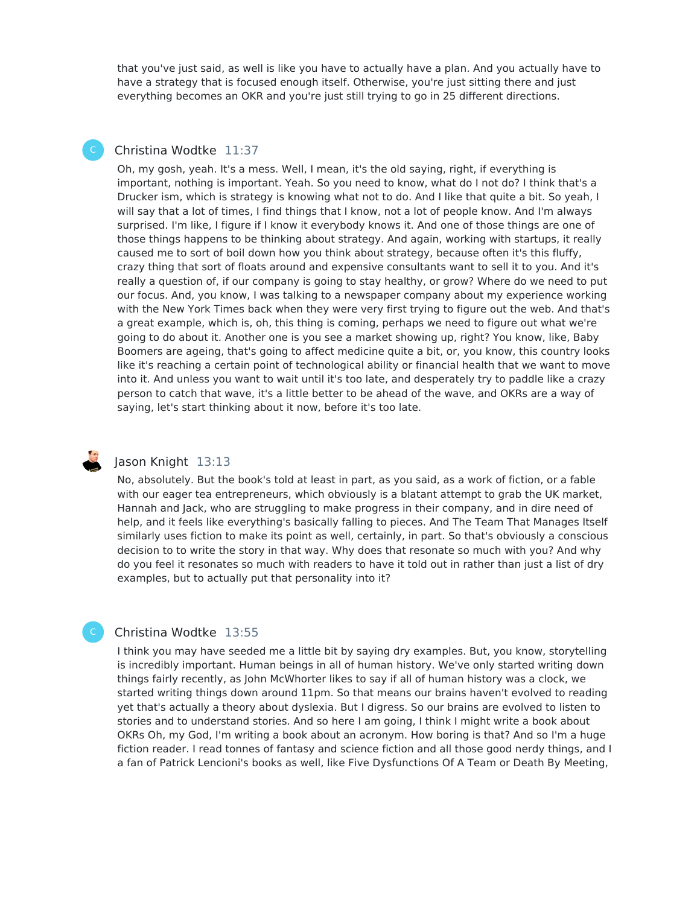that you've just said, as well is like you have to actually have a plan. And you actually have to have a strategy that is focused enough itself. Otherwise, you're just sitting there and just everything becomes an OKR and you're just still trying to go in 25 different directions.

**Christina Wodtke** 11:37

Oh, my gosh, yeah. It's a mess. Well, I mean, it's the old saying, right, if everything is important, nothing is important. Yeah. So you need to know, what do I not do? I think that's a Drucker ism, which is strategy is knowing what not to do. And I like that quite a bit. So yeah, I will say that a lot of times, I find things that I know, not a lot of people know. And I'm always surprised. I'm like, I figure if I know it everybody knows it. And one of those things are one of those things happens to be thinking about strategy. And again, working with startups, it really caused me to sort of boil down how you think about strategy, because often it's this fluffy, crazy thing that sort of floats around and expensive consultants want to sell it to you. And it's really a question of, if our company is going to stay healthy, or grow? Where do we need to put our focus. And, you know, I was talking to a newspaper company about my experience working with the New York Times back when they were very first trying to figure out the web. And that's a great example, which is, oh, this thing is coming, perhaps we need to figure out what we're going to do about it. Another one is you see a market showing up, right? You know, like, Baby Boomers are ageing, that's going to affect medicine quite a bit, or, you know, this country looks like it's reaching a certain point of technological ability or financial health that we want to move into it. And unless you want to wait until it's too late, and desperately try to paddle like a crazy person to catch that wave, it's a little better to be ahead of the wave, and OKRs are a way of saying, let's start thinking about it now, before it's too late.

**Jason Knight** 13:13

No, absolutely. But the book's told at least in part, as you said, as a work of fiction, or a fable with our eager tea entrepreneurs, which obviously is a blatant attempt to grab the UK market, Hannah and Jack, who are struggling to make progress in their company, and in dire need of help, and it feels like everything's basically falling to pieces. And The Team That Manages Itself similarly uses fiction to make its point as well, certainly, in part. So that's obviously a conscious decision to to write the story in that way. Why does that resonate so much with you? And why do you feel it resonates so much with readers to have it told out in rather than just a list of dry examples, but to actually put that personality into it?

**Christina Wodtke** 13:55

I think you may have seeded me a little bit by saying dry examples. But, you know, storytelling is incredibly important. Human beings in all of human history. We've only started writing down things fairly recently, as John McWhorter likes to say if all of human history was a clock, we started writing things down around 11pm. So that means our brains haven't evolved to reading yet that's actually a theory about dyslexia. But I digress. So our brains are evolved to listen to stories and to understand stories. And so here I am going, I think I might write a book about OKRs Oh, my God, I'm writing a book about an acronym. How boring is that? And so I'm a huge fiction reader. I read tonnes of fantasy and science fiction and all those good nerdy things, and I a fan of Patrick Lencioni's books as well, like Five Dysfunctions Of A Team or Death By Meeting,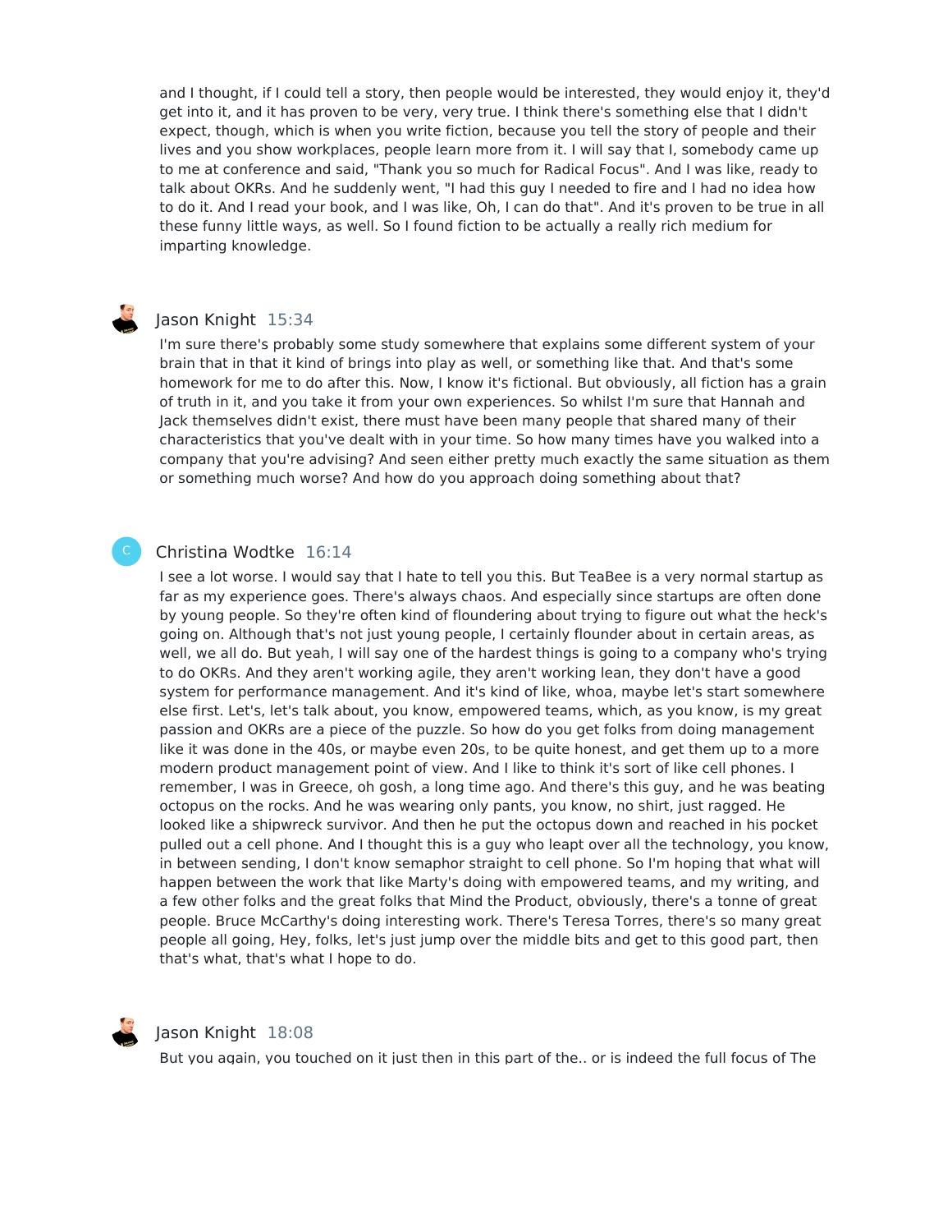and I thought, if I could tell a story, then people would be interested, they would enjoy it, they'd get into it, and it has proven to be very, very true. I think there's something else that I didn't expect, though, which is when you write fiction, because you tell the story of people and their lives and you show workplaces, people learn more from it. I will say that I, somebody came up to me at conference and said, "Thank you so much for Radical Focus". And I was like, ready to talk about OKRs. And he suddenly went, "I had this guy I needed to fire and I had no idea how to do it. And I read your book, and I was like, Oh, I can do that". And it's proven to be true in all these funny little ways, as well. So I found fiction to be actually a really rich medium for imparting knowledge.

**Jason Knight** 15:34

I'm sure there's probably some study somewhere that explains some different system of your brain that in that it kind of brings into play as well, or something like that. And that's some homework for me to do after this. Now, I know it's fictional. But obviously, all fiction has a grain of truth in it, and you take it from your own experiences. So whilst I'm sure that Hannah and Jack themselves didn't exist, there must have been many people that shared many of their characteristics that you've dealt with in your time. So how many times have you walked into a company that you're advising? And seen either pretty much exactly the same situation as them or something much worse? And how do you approach doing something about that?

**Christina Wodtke** 16:14

I see a lot worse. I would say that I hate to tell you this. But TeaBee is a very normal startup as far as my experience goes. There's always chaos. And especially since startups are often done by young people. So they're often kind of floundering about trying to figure out what the heck's going on. Although that's not just young people, I certainly flounder about in certain areas, as well, we all do. But yeah, I will say one of the hardest things is going to a company who's trying to do OKRs. And they aren't working agile, they aren't working lean, they don't have a good system for performance management. And it's kind of like, whoa, maybe let's start somewhere else first. Let's, let's talk about, you know, empowered teams, which, as you know, is my great passion and OKRs are a piece of the puzzle. So how do you get folks from doing management like it was done in the 40s, or maybe even 20s, to be quite honest, and get them up to a more modern product management point of view. And I like to think it's sort of like cell phones. I remember, I was in Greece, oh gosh, a long time ago. And there's this guy, and he was beating octopus on the rocks. And he was wearing only pants, you know, no shirt, just ragged. He looked like a shipwreck survivor. And then he put the octopus down and reached in his pocket pulled out a cell phone. And I thought this is a guy who leapt over all the technology, you know, in between sending, I don't know semaphor straight to cell phone. So I'm hoping that what will happen between the work that like Marty's doing with empowered teams, and my writing, and a few other folks and the great folks that Mind the Product, obviously, there's a tonne of great people. Bruce McCarthy's doing interesting work. There's Teresa Torres, there's so many great people all going, Hey, folks, let's just jump over the middle bits and get to this good part, then that's what, that's what I hope to do.

**Jason Knight** 18:08

But you again, you touched on it just then in this part of the.. or is indeed the full focus of The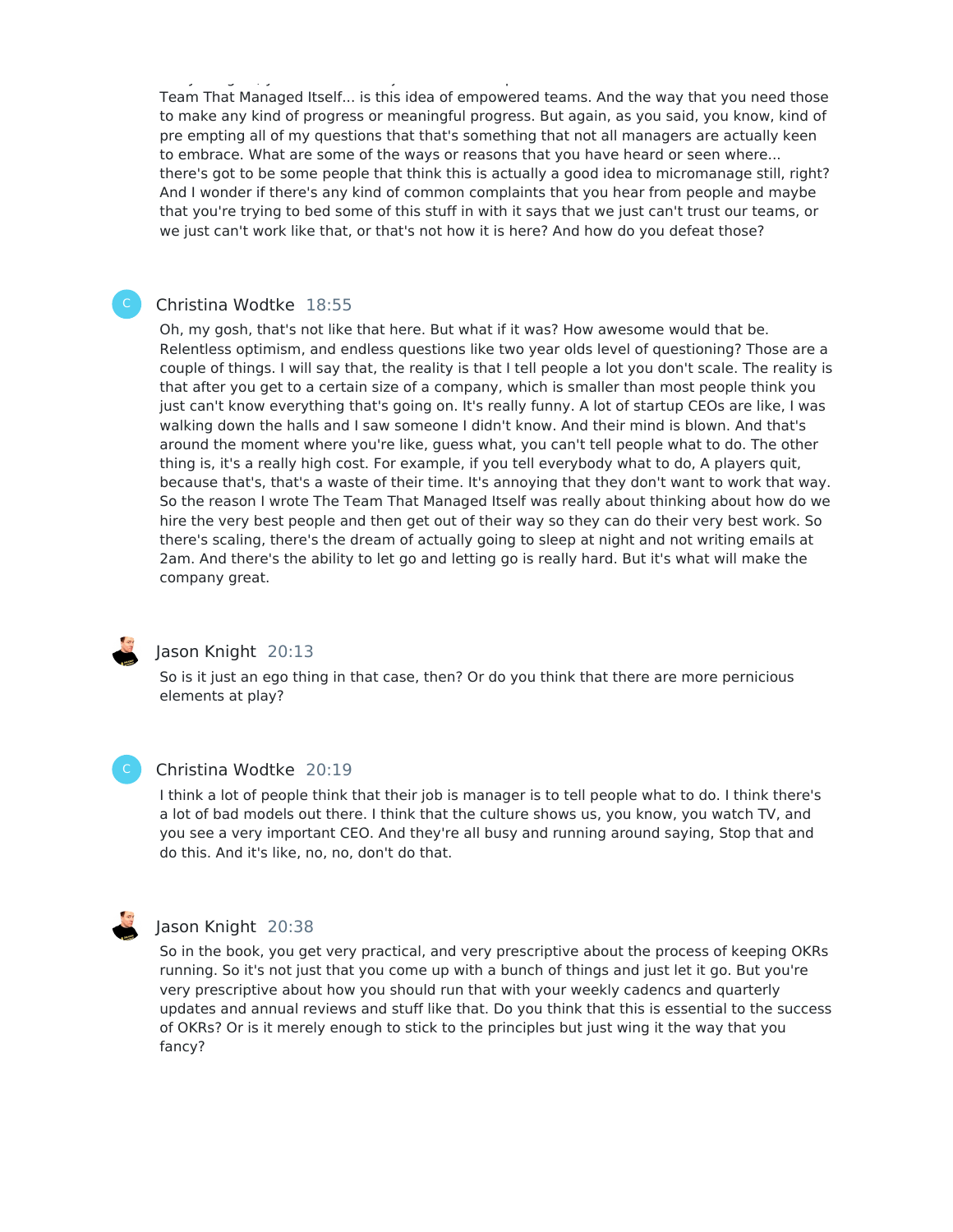Team That Managed Itself... is this idea of empowered teams. And the way that you need those to make any kind of progress or meaningful progress. But again, as you said, you know, kind of pre empting all of my questions that that's something that not all managers are actually keen to embrace. What are some of the ways or reasons that you have heard or seen where... there's got to be some people that think this is actually a good idea to micromanage still, right? And I wonder if there's any kind of common complaints that you hear from people and maybe that you're trying to bed some of this stuff in with it says that we just can't trust our teams, or we just can't work like that, or that's not how it is here? And how do you defeat those?

**Christina Wodtke** 18:55

Oh, my gosh, that's not like that here. But what if it was? How awesome would that be. Relentless optimism, and endless questions like two year olds level of questioning? Those are a couple of things. I will say that, the reality is that I tell people a lot you don't scale. The reality is that after you get to a certain size of a company, which is smaller than most people think you just can't know everything that's going on. It's really funny. A lot of startup CEOs are like, I was walking down the halls and I saw someone I didn't know. And their mind is blown. And that's around the moment where you're like, guess what, you can't tell people what to do. The other thing is, it's a really high cost. For example, if you tell everybody what to do, A players quit, because that's, that's a waste of their time. It's annoying that they don't want to work that way. So the reason I wrote The Team That Managed Itself was really about thinking about how do we hire the very best people and then get out of their way so they can do their very best work. So there's scaling, there's the dream of actually going to sleep at night and not writing emails at 2am. And there's the ability to let go and letting go is really hard. But it's what will make the company great.

**Jason Knight** 20:13

So is it just an ego thing in that case, then? Or do you think that there are more pernicious elements at play?

**Christina Wodtke** 20:19

I think a lot of people think that their job is manager is to tell people what to do. I think there's a lot of bad models out there. I think that the culture shows us, you know, you watch TV, and you see a very important CEO. And they're all busy and running around saying, Stop that and do this. And it's like, no, no, don't do that.

**Jason Knight** 20:38

So in the book, you get very practical, and very prescriptive about the process of keeping OKRs running. So it's not just that you come up with a bunch of things and just let it go. But you're very prescriptive about how you should run that with your weekly cadencs and quarterly updates and annual reviews and stuff like that. Do you think that this is essential to the success of OKRs? Or is it merely enough to stick to the principles but just wing it the way that you fancy?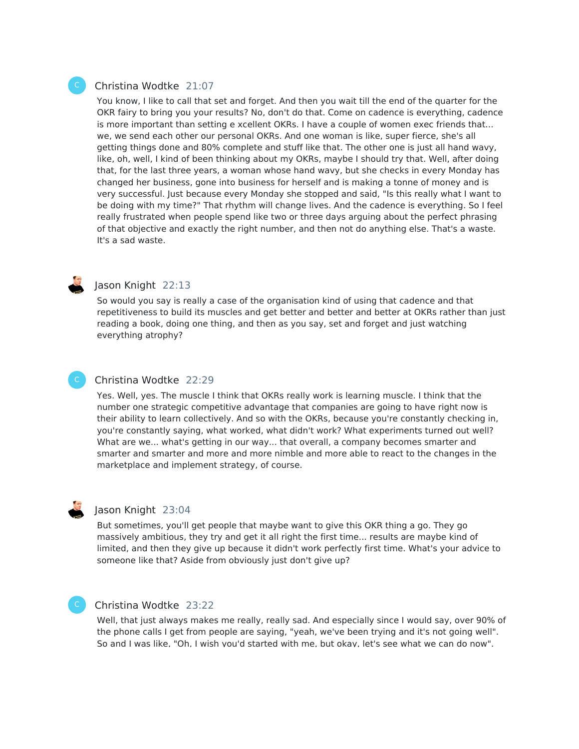Christina Wodtke 21:07

You know, I like to call that set and forget. And then you wait till the end of the quarter for the OKR fairy to bring you your results? No, don't do that. Come on cadence is everything, cadence is more important than setting e xcellent OKRs. I have a couple of women exec friends that... we, we send each other our personal OKRs. And one woman is like, super fierce, she's all getting things done and 80% complete and stuff like that. The other one is just all hand wavy, like, oh, well, I kind of been thinking about my OKRs, maybe I should try that. Well, after doing that, for the last three years, a woman whose hand wavy, but she checks in every Monday has changed her business, gone into business for herself and is making a tonne of money and is very successful. Just because every Monday she stopped and said, "Is this really what I want to be doing with my time?" That rhythm will change lives. And the cadence is everything. So I feel really frustrated when people spend like two or three days arguing about the perfect phrasing of that objective and exactly the right number, and then not do anything else. That's a waste. It's a sad waste.

Jason Knight 22:13

So would you say is really a case of the organisation kind of using that cadence and that repetitiveness to build its muscles and get better and better and better at OKRs rather than just reading a book, doing one thing, and then as you say, set and forget and just watching everything atrophy?

Christina Wodtke 22:29

Yes. Well, yes. The muscle I think that OKRs really work is learning muscle. I think that the number one strategic competitive advantage that companies are going to have right now is their ability to learn collectively. And so with the OKRs, because you're constantly checking in, you're constantly saying, what worked, what didn't work? What experiments turned out well? What are we... what's getting in our way... that overall, a company becomes smarter and smarter and smarter and more and more nimble and more able to react to the changes in the marketplace and implement strategy, of course.

Jason Knight 23:04

But sometimes, you'll get people that maybe want to give this OKR thing a go. They go massively ambitious, they try and get it all right the first time... results are maybe kind of limited, and then they give up because it didn't work perfectly first time. What's your advice to someone like that? Aside from obviously just don't give up?

Christina Wodtke 23:22

Well, that just always makes me really, really sad. And especially since I would say, over 90% of the phone calls I get from people are saying, "yeah, we've been trying and it's not going well". So and I was like, "Oh, I wish you'd started with me, but okay, let's see what we can do now".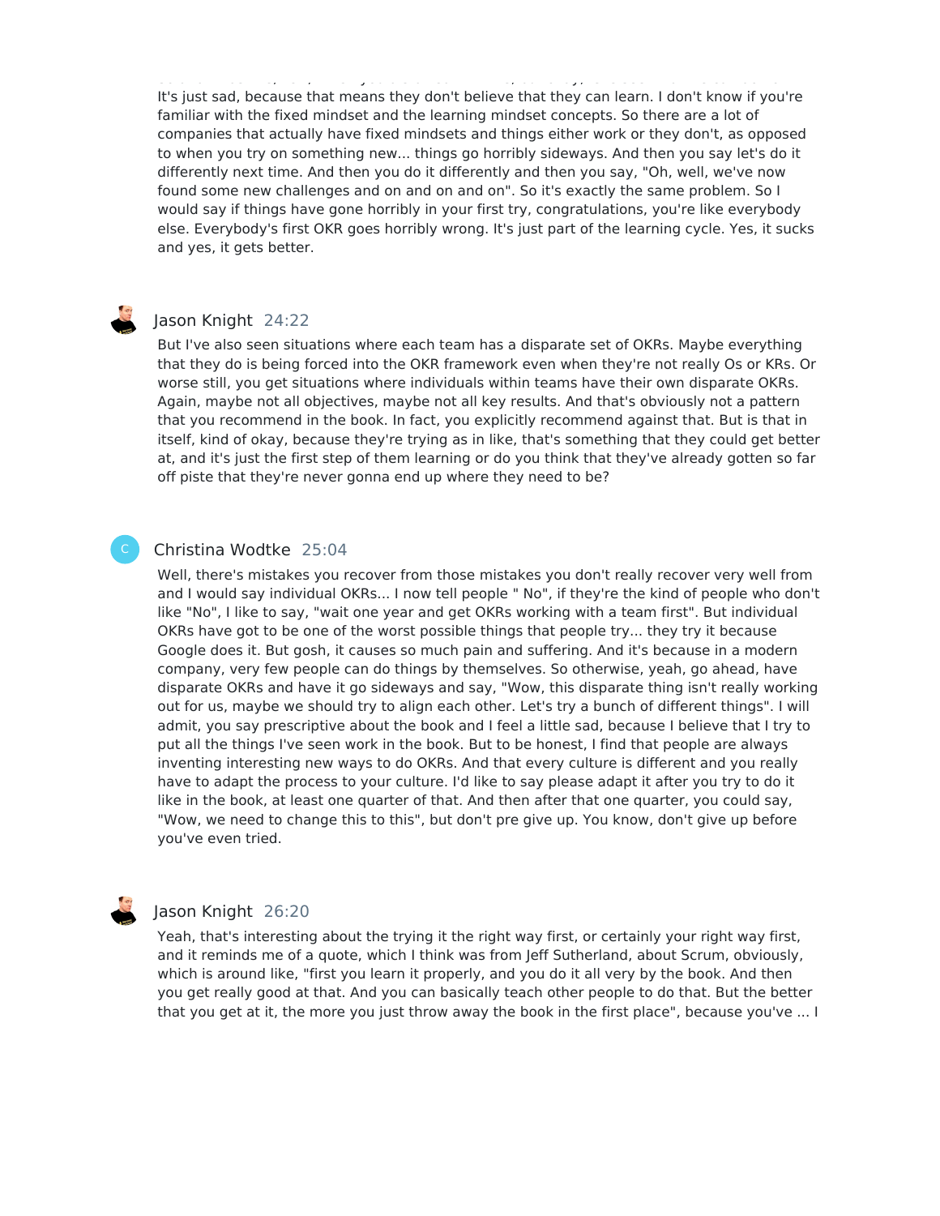It's just sad, because that means they don't believe that they can learn. I don't know if you're familiar with the fixed mindset and the learning mindset concepts. So there are a lot of companies that actually have fixed mindsets and things either work or they don't, as opposed to when you try on something new... things go horribly sideways. And then you say let's do it differently next time. And then you do it differently and then you say, "Oh, well, we've now found some new challenges and on and on and on". So it's exactly the same problem. So I would say if things have gone horribly in your first try, congratulations, you're like everybody else. Everybody's first OKR goes horribly wrong. It's just part of the learning cycle. Yes, it sucks and yes, it gets better.

**Jason Knight** 24:22

But I've also seen situations where each team has a disparate set of OKRs. Maybe everything that they do is being forced into the OKR framework even when they're not really Os or KRs. Or worse still, you get situations where individuals within teams have their own disparate OKRs. Again, maybe not all objectives, maybe not all key results. And that's obviously not a pattern that you recommend in the book. In fact, you explicitly recommend against that. But is that in itself, kind of okay, because they're trying as in like, that's something that they could get better at, and it's just the first step of them learning or do you think that they've already gotten so far off piste that they're never gonna end up where they need to be?

**Christina Wodtke** 25:04

Well, there's mistakes you recover from those mistakes you don't really recover very well from and I would say individual OKRs... I now tell people " No", if they're the kind of people who don't like "No", I like to say, "wait one year and get OKRs working with a team first". But individual OKRs have got to be one of the worst possible things that people try... they try it because Google does it. But gosh, it causes so much pain and suffering. And it's because in a modern company, very few people can do things by themselves. So otherwise, yeah, go ahead, have disparate OKRs and have it go sideways and say, "Wow, this disparate thing isn't really working out for us, maybe we should try to align each other. Let's try a bunch of different things". I will admit, you say prescriptive about the book and I feel a little sad, because I believe that I try to put all the things I've seen work in the book. But to be honest, I find that people are always inventing interesting new ways to do OKRs. And that every culture is different and you really have to adapt the process to your culture. I'd like to say please adapt it after you try to do it like in the book, at least one quarter of that. And then after that one quarter, you could say, "Wow, we need to change this to this", but don't pre give up. You know, don't give up before you've even tried.

**Jason Knight** 26:20

Yeah, that's interesting about the trying it the right way first, or certainly your right way first, and it reminds me of a quote, which I think was from Jeff Sutherland, about Scrum, obviously, which is around like, "first you learn it properly, and you do it all very by the book. And then you get really good at that. And you can basically teach other people to do that. But the better that you get at it, the more you just throw away the book in the first place", because you've ... I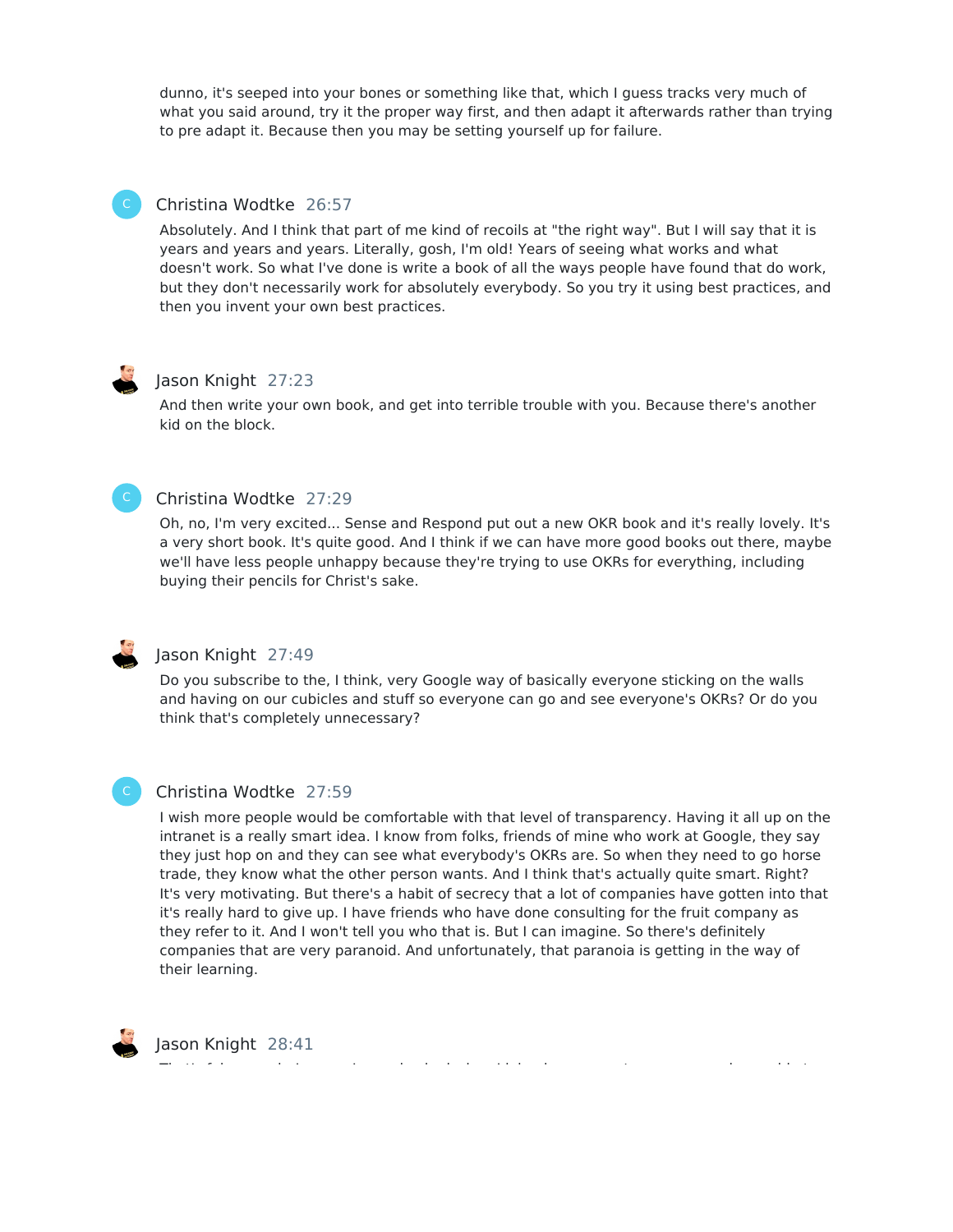dunno, it's seeped into your bones or something like that, which I guess tracks very much of what you said around, try it the proper way first, and then adapt it afterwards rather than trying to pre adapt it. Because then you may be setting yourself up for failure.

**Christina Wodtke** 26:57

Absolutely. And I think that part of me kind of recoils at "the right way". But I will say that it is years and years and years. Literally, gosh, I'm old! Years of seeing what works and what doesn't work. So what I've done is write a book of all the ways people have found that do work, but they don't necessarily work for absolutely everybody. So you try it using best practices, and then you invent your own best practices.

**Jason Knight** 27:23

And then write your own book, and get into terrible trouble with you. Because there's another kid on the block.

**Christina Wodtke** 27:29

Oh, no, I'm very excited... Sense and Respond put out a new OKR book and it's really lovely. It's a very short book. It's quite good. And I think if we can have more good books out there, maybe we'll have less people unhappy because they're trying to use OKRs for everything, including buying their pencils for Christ's sake.

**Jason Knight** 27:49

Do you subscribe to the, I think, very Google way of basically everyone sticking on the walls and having on our cubicles and stuff so everyone can go and see everyone's OKRs? Or do you think that's completely unnecessary?

**Christina Wodtke** 27:59

I wish more people would be comfortable with that level of transparency. Having it all up on the intranet is a really smart idea. I know from folks, friends of mine who work at Google, they say they just hop on and they can see what everybody's OKRs are. So when they need to go horse trade, they know what the other person wants. And I think that's actually quite smart. Right? It's very motivating. But there's a habit of secrecy that a lot of companies have gotten into that it's really hard to give up. I have friends who have done consulting for the fruit company as they refer to it. And I won't tell you who that is. But I can imagine. So there's definitely companies that are very paranoid. And unfortunately, that paranoia is getting in the way of their learning.

**Jason Knight** 28:41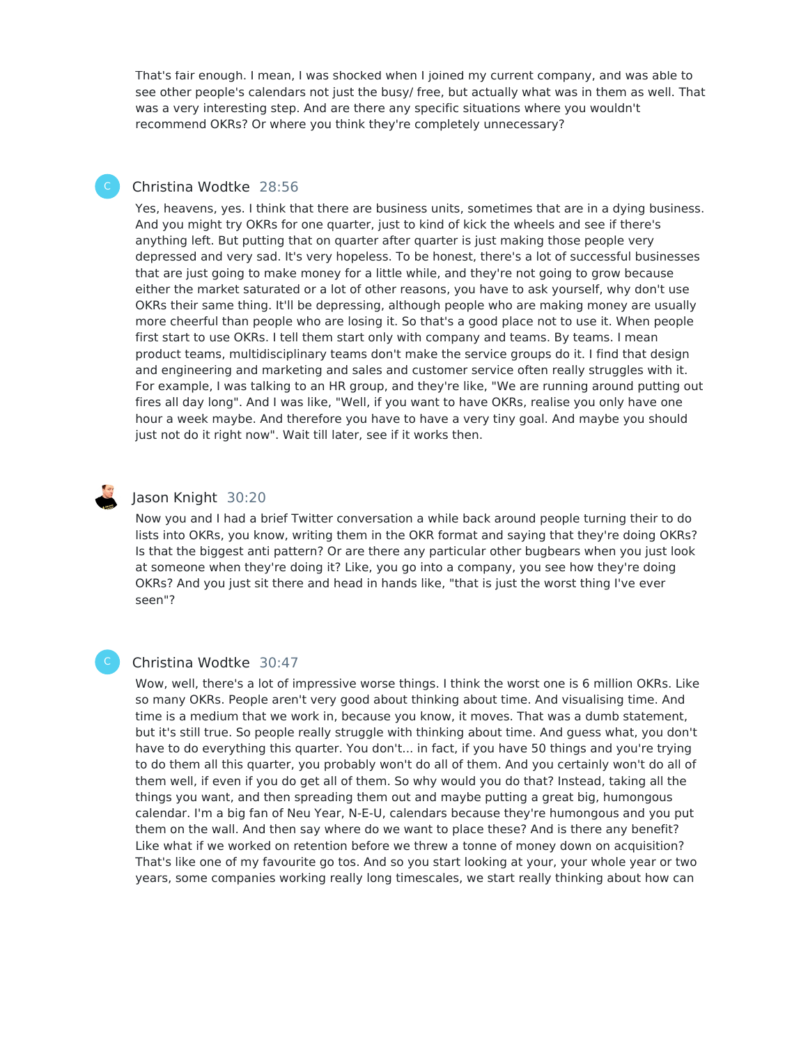That's fair enough. I mean, I was shocked when I joined my current company, and was able to see other people's calendars not just the busy/ free, but actually what was in them as well. That was a very interesting step. And are there any specific situations where you wouldn't recommend OKRs? Or where you think they're completely unnecessary?

## Christina Wodtke 28:56

Yes, heavens, yes. I think that there are business units, sometimes that are in a dying business. And you might try OKRs for one quarter, just to kind of kick the wheels and see if there's anything left. But putting that on quarter after quarter is just making those people very depressed and very sad. It's very hopeless. To be honest, there's a lot of successful businesses that are just going to make money for a little while, and they're not going to grow because either the market saturated or a lot of other reasons, you have to ask yourself, why don't use OKRs their same thing. It'll be depressing, although people who are making money are usually more cheerful than people who are losing it. So that's a good place not to use it. When people first start to use OKRs. I tell them start only with company and teams. By teams. I mean product teams, multidisciplinary teams don't make the service groups do it. I find that design and engineering and marketing and sales and customer service often really struggles with it. For example, I was talking to an HR group, and they're like, "We are running around putting out fires all day long". And I was like, "Well, if you want to have OKRs, realise you only have one hour a week maybe. And therefore you have to have a very tiny goal. And maybe you should just not do it right now". Wait till later, see if it works then.

## Jason Knight 30:20

Now you and I had a brief Twitter conversation a while back around people turning their to do lists into OKRs, you know, writing them in the OKR format and saying that they're doing OKRs? Is that the biggest anti pattern? Or are there any particular other bugbears when you just look at someone when they're doing it? Like, you go into a company, you see how they're doing OKRs? And you just sit there and head in hands like, "that is just the worst thing I've ever seen"?

## Christina Wodtke 30:47

Wow, well, there's a lot of impressive worse things. I think the worst one is 6 million OKRs. Like so many OKRs. People aren't very good about thinking about time. And visualising time. And time is a medium that we work in, because you know, it moves. That was a dumb statement, but it's still true. So people really struggle with thinking about time. And guess what, you don't have to do everything this quarter. You don't... in fact, if you have 50 things and you're trying to do them all this quarter, you probably won't do all of them. And you certainly won't do all of them well, if even if you do get all of them. So why would you do that? Instead, taking all the things you want, and then spreading them out and maybe putting a great big, humongous calendar. I'm a big fan of Neu Year, N-E-U, calendars because they're humongous and you put them on the wall. And then say where do we want to place these? And is there any benefit? Like what if we worked on retention before we threw a tonne of money down on acquisition? That's like one of my favourite go tos. And so you start looking at your, your whole year or two years, some companies working really long timescales, we start really thinking about how can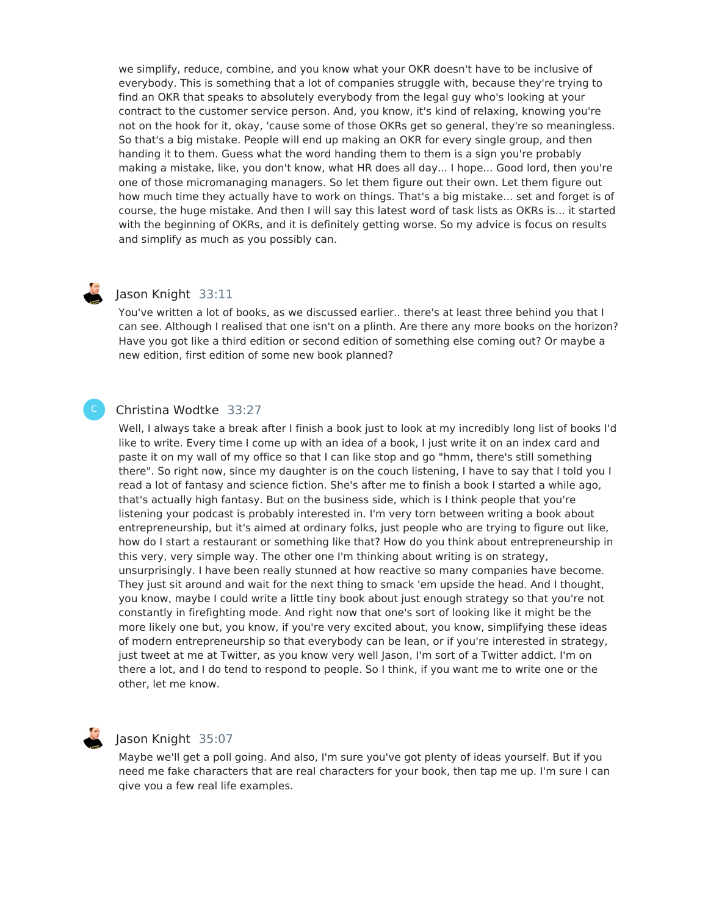we simplify, reduce, combine, and you know what your OKR doesn't have to be inclusive of everybody. This is something that a lot of companies struggle with, because they're trying to find an OKR that speaks to absolutely everybody from the legal guy who's looking at your contract to the customer service person. And, you know, it's kind of relaxing, knowing you're not on the hook for it, okay, 'cause some of those OKRs get so general, they're so meaningless. So that's a big mistake. People will end up making an OKR for every single group, and then handing it to them. Guess what the word handing them to them is a sign you're probably making a mistake, like, you don't know, what HR does all day... I hope... Good lord, then you're one of those micromanaging managers. So let them figure out their own. Let them figure out how much time they actually have to work on things. That's a big mistake... set and forget is of course, the huge mistake. And then I will say this latest word of task lists as OKRs is... it started with the beginning of OKRs, and it is definitely getting worse. So my advice is focus on results and simplify as much as you possibly can.

Jason Knight 33:11

You've written a lot of books, as we discussed earlier.. there's at least three behind you that I can see. Although I realised that one isn't on a plinth. Are there any more books on the horizon? Have you got like a third edition or second edition of something else coming out? Or maybe a new edition, first edition of some new book planned?

Christina Wodtke 33:27

Well, I always take a break after I finish a book just to look at my incredibly long list of books I'd like to write. Every time I come up with an idea of a book, I just write it on an index card and paste it on my wall of my office so that I can like stop and go "hmm, there's still something there". So right now, since my daughter is on the couch listening, I have to say that I told you I read a lot of fantasy and science fiction. She's after me to finish a book I started a while ago, that's actually high fantasy. But on the business side, which is I think people that you're listening your podcast is probably interested in. I'm very torn between writing a book about entrepreneurship, but it's aimed at ordinary folks, just people who are trying to figure out like, how do I start a restaurant or something like that? How do you think about entrepreneurship in this very, very simple way. The other one I'm thinking about writing is on strategy, unsurprisingly. I have been really stunned at how reactive so many companies have become. They just sit around and wait for the next thing to smack 'em upside the head. And I thought, you know, maybe I could write a little tiny book about just enough strategy so that you're not constantly in firefighting mode. And right now that one's sort of looking like it might be the more likely one but, you know, if you're very excited about, you know, simplifying these ideas of modern entrepreneurship so that everybody can be lean, or if you're interested in strategy, just tweet at me at Twitter, as you know very well Jason, I'm sort of a Twitter addict. I'm on there a lot, and I do tend to respond to people. So I think, if you want me to write one or the other, let me know.

Jason Knight 35:07

Maybe we'll get a poll going. And also, I'm sure you've got plenty of ideas yourself. But if you need me fake characters that are real characters for your book, then tap me up. I'm sure I can give you a few real life examples.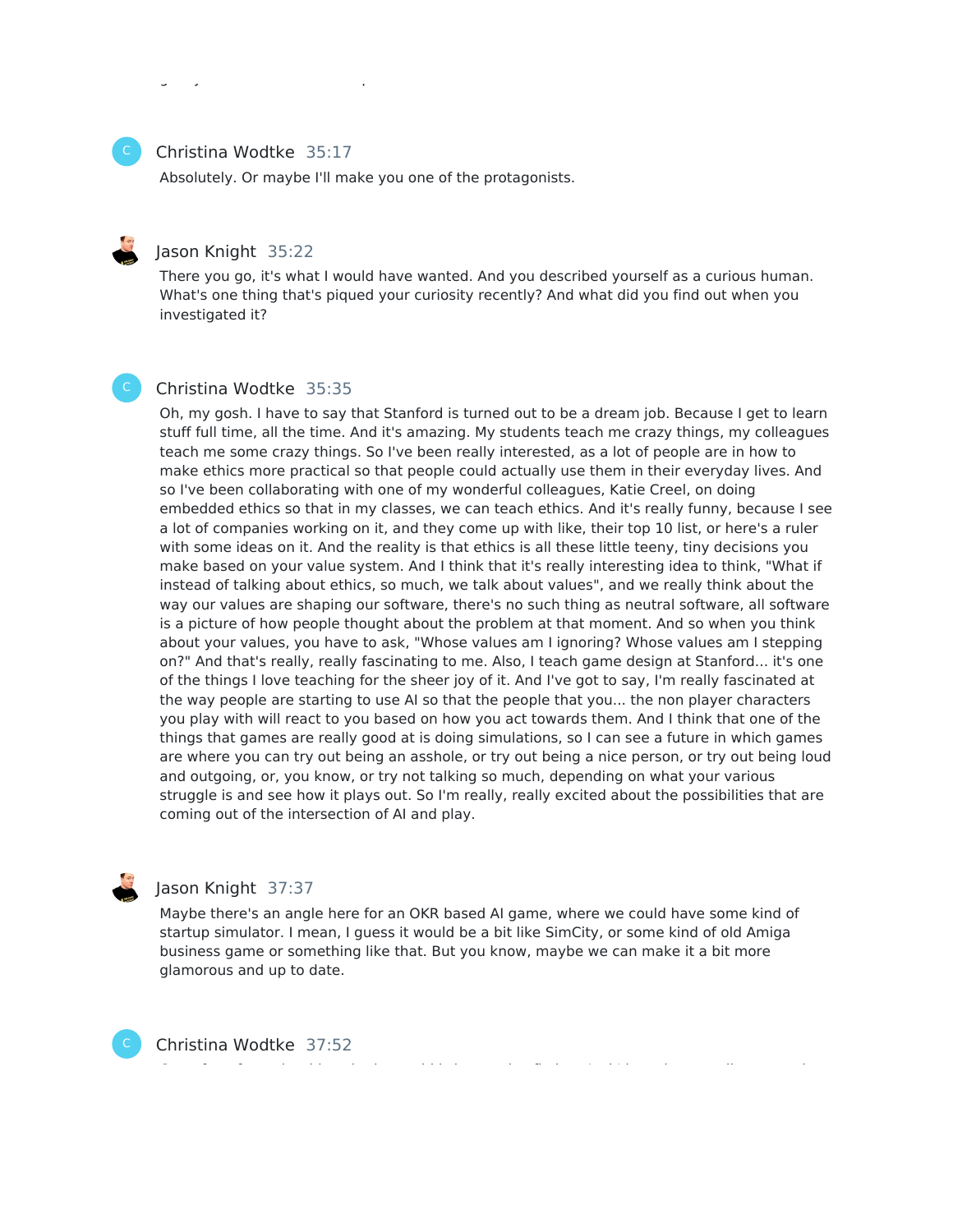**Christina Wodtke** 35:17

Absolutely. Or maybe I'll make you one of the protagonists.

**Jason Knight** 35:22

There you go, it's what I would have wanted. And you described yourself as a curious human. What's one thing that's piqued your curiosity recently? And what did you find out when you investigated it?

**Christina Wodtke** 35:35

Oh, my gosh. I have to say that Stanford is turned out to be a dream job. Because I get to learn stuff full time, all the time. And it's amazing. My students teach me crazy things, my colleagues teach me some crazy things. So I've been really interested, as a lot of people are in how to make ethics more practical so that people could actually use them in their everyday lives. And so I've been collaborating with one of my wonderful colleagues, Katie Creel, on doing embedded ethics so that in my classes, we can teach ethics. And it's really funny, because I see a lot of companies working on it, and they come up with like, their top 10 list, or here's a ruler with some ideas on it. And the reality is that ethics is all these little teeny, tiny decisions you make based on your value system. And I think that it's really interesting idea to think, "What if instead of talking about ethics, so much, we talk about values", and we really think about the way our values are shaping our software, there's no such thing as neutral software, all software is a picture of how people thought about the problem at that moment. And so when you think about your values, you have to ask, "Whose values am I ignoring? Whose values am I stepping on?" And that's really, really fascinating to me. Also, I teach game design at Stanford... it's one of the things I love teaching for the sheer joy of it. And I've got to say, I'm really fascinated at the way people are starting to use AI so that the people that you... the non player characters you play with will react to you based on how you act towards them. And I think that one of the things that games are really good at is doing simulations, so I can see a future in which games are where you can try out being an asshole, or try out being a nice person, or try out being loud and outgoing, or, you know, or try not talking so much, depending on what your various struggle is and see how it plays out. So I'm really, really excited about the possibilities that are coming out of the intersection of AI and play.

**Jason Knight** 37:37

Maybe there's an angle here for an OKR based AI game, where we could have some kind of startup simulator. I mean, I guess it would be a bit like SimCity, or some kind of old Amiga business game or something like that. But you know, maybe we can make it a bit more glamorous and up to date.

**Christina Wodtke** 37:52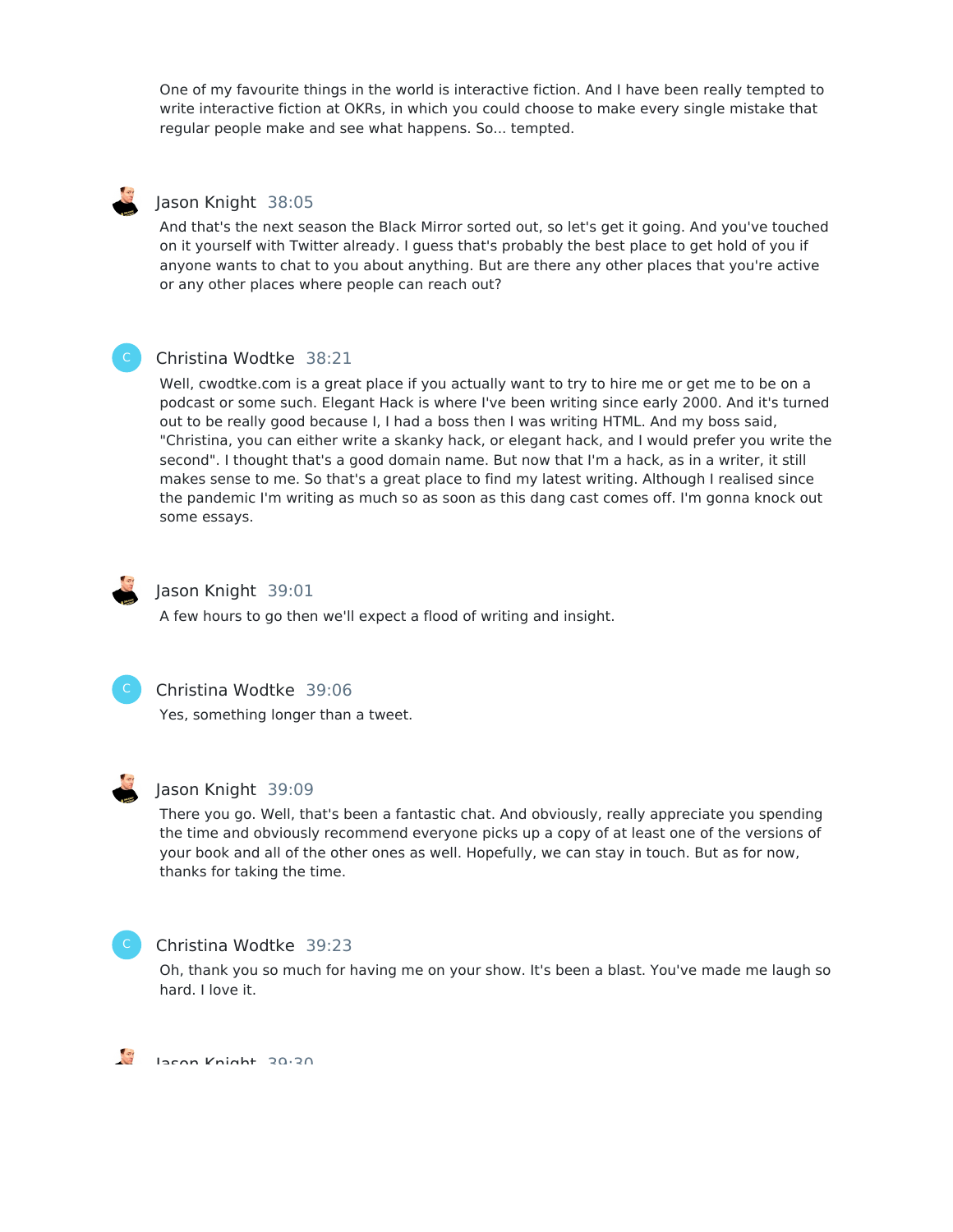One of my favourite things in the world is interactive fiction. And I have been really tempted to write interactive fiction at OKRs, in which you could choose to make every single mistake that regular people make and see what happens. So... tempted.

**Jason Knight** 38:05

And that's the next season the Black Mirror sorted out, so let's get it going. And you've touched on it yourself with Twitter already. I guess that's probably the best place to get hold of you if anyone wants to chat to you about anything. But are there any other places that you're active or any other places where people can reach out?

**Christina Wodtke** 38:21

Well, cwodtke.com is a great place if you actually want to try to hire me or get me to be on a podcast or some such. Elegant Hack is where I've been writing since early 2000. And it's turned out to be really good because I, I had a boss then I was writing HTML. And my boss said, "Christina, you can either write a skanky hack, or elegant hack, and I would prefer you write the second". I thought that's a good domain name. But now that I'm a hack, as in a writer, it still makes sense to me. So that's a great place to find my latest writing. Although I realised since the pandemic I'm writing as much so as soon as this dang cast comes off. I'm gonna knock out some essays.

**Jason Knight** 39:01

A few hours to go then we'll expect a flood of writing and insight.

**Christina Wodtke** 39:06

Yes, something longer than a tweet.

**Jason Knight** 39:09

There you go. Well, that's been a fantastic chat. And obviously, really appreciate you spending the time and obviously recommend everyone picks up a copy of at least one of the versions of your book and all of the other ones as well. Hopefully, we can stay in touch. But as for now, thanks for taking the time.

**Christina Wodtke** 39:23

Oh, thank you so much for having me on your show. It's been a blast. You've made me laugh so hard. I love it.

**Jason Knight** 39:30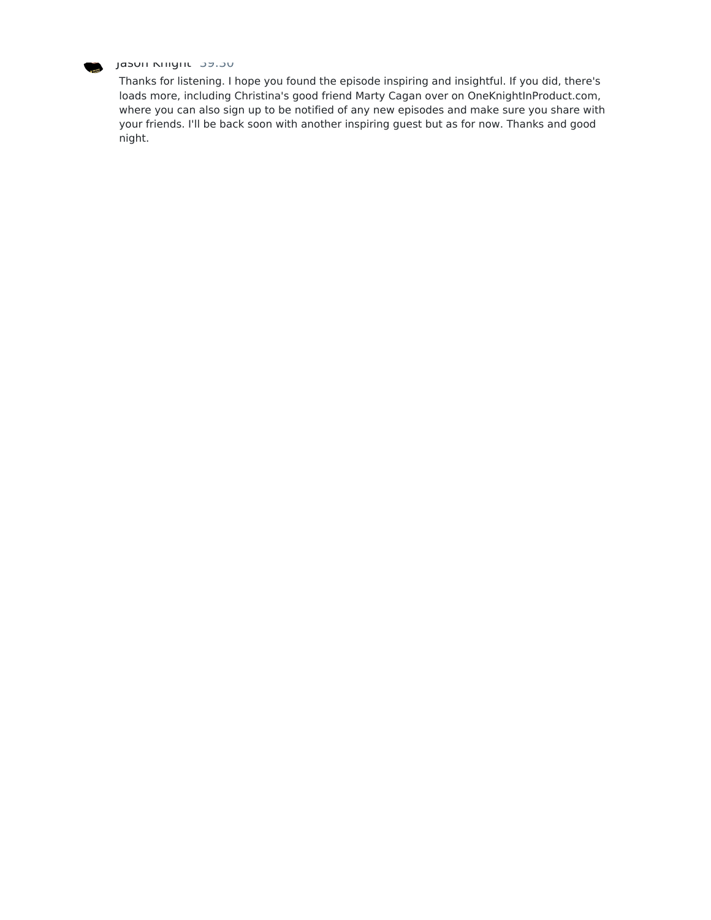Jason Knight 39:30

Thanks for listening. I hope you found the episode inspiring and insightful. If you did, there's loads more, including Christina's good friend Marty Cagan over on OneKnightInProduct.com, where you can also sign up to be notified of any new episodes and make sure you share with your friends. I'll be back soon with another inspiring guest but as for now. Thanks and good night.